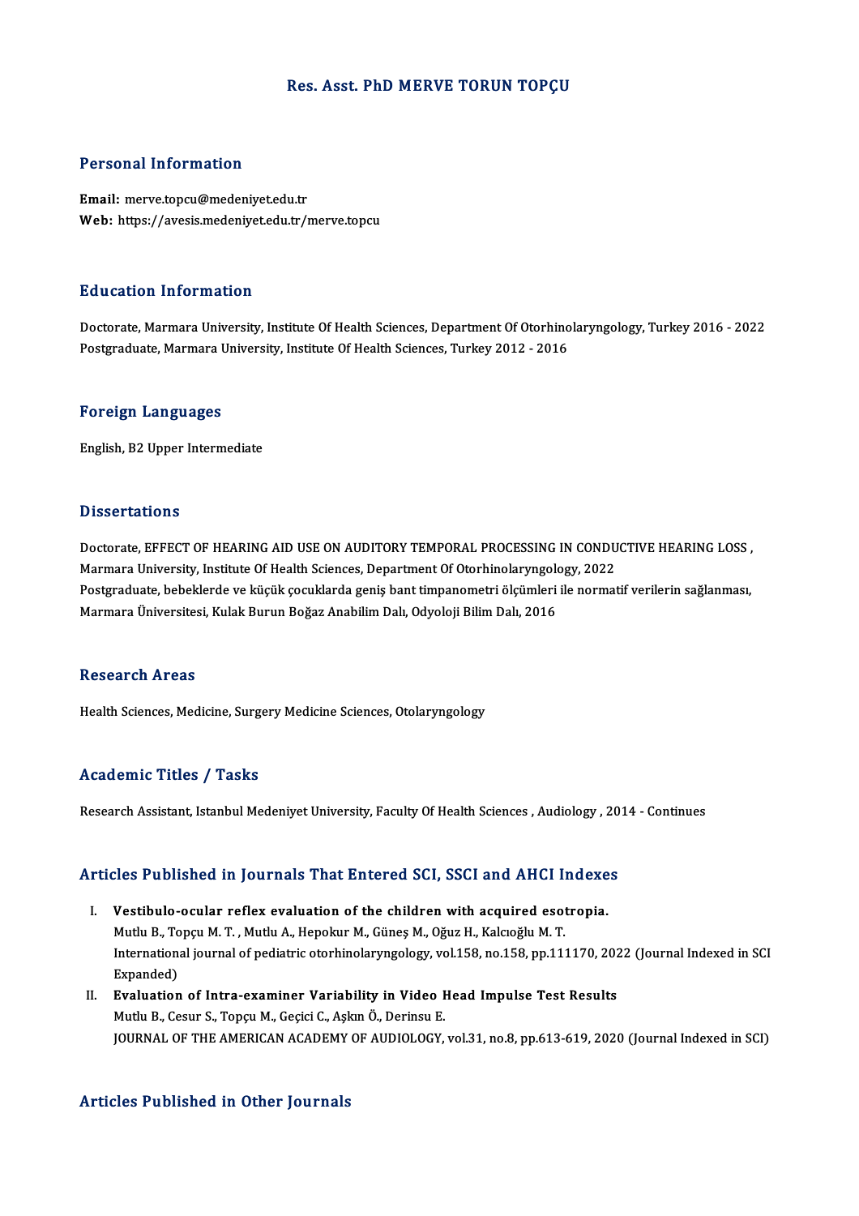# Res. Asst. PhD MERVE TORUN TOPÇU

## Personal Information

**Email:** merve.topcu@medeniyet.edu.tr
**Web:** https://avesis.medeniyet.edu.tr/merve.topcu

## Education Information

Doctorate, Marmara University, Institute Of Health Sciences, Department Of Otorhinolaryngology, Turkey 2016 - 2022
Postgraduate, Marmara University, Institute Of Health Sciences, Turkey 2012 - 2016

## Foreign Languages

English, B2 Upper Intermediate

## Dissertations

Doctorate, EFFECT OF HEARING AID USE ON AUDITORY TEMPORAL PROCESSING IN CONDUCTIVE HEARING LOSS , Marmara University, Institute Of Health Sciences, Department Of Otorhinolaryngology, 2022
Postgraduate, bebeklerde ve küçük çocuklarda geniş bant timpanometri ölçümleri ile normatif verilerin sağlanması, Marmara Üniversitesi, Kulak Burun Boğaz Anabilim Dalı, Odyoloji Bilim Dalı, 2016

## Research Areas

Health Sciences, Medicine, Surgery Medicine Sciences, Otolaryngology

## Academic Titles / Tasks

Research Assistant, Istanbul Medeniyet University, Faculty Of Health Sciences , Audiology , 2014 - Continues

## Articles Published in Journals That Entered SCI, SSCI and AHCI Indexes

I. **Vestibulo-ocular reflex evaluation of the children with acquired esotropia.**
Mutlu B., Topçu M. T. , Mutlu A., Hepokur M., Güneş M., Oğuz H., Kalcıoğlu M. T.
International journal of pediatric otorhinolaryngology, vol.158, no.158, pp.111170, 2022 (Journal Indexed in SCI Expanded)

II. **Evaluation of Intra-examiner Variability in Video Head Impulse Test Results**
Mutlu B., Cesur S., Topçu M., Geçici C., Aşkın Ö., Derinsu E.
JOURNAL OF THE AMERICAN ACADEMY OF AUDIOLOGY, vol.31, no.8, pp.613-619, 2020 (Journal Indexed in SCI)

## Articles Published in Other Journals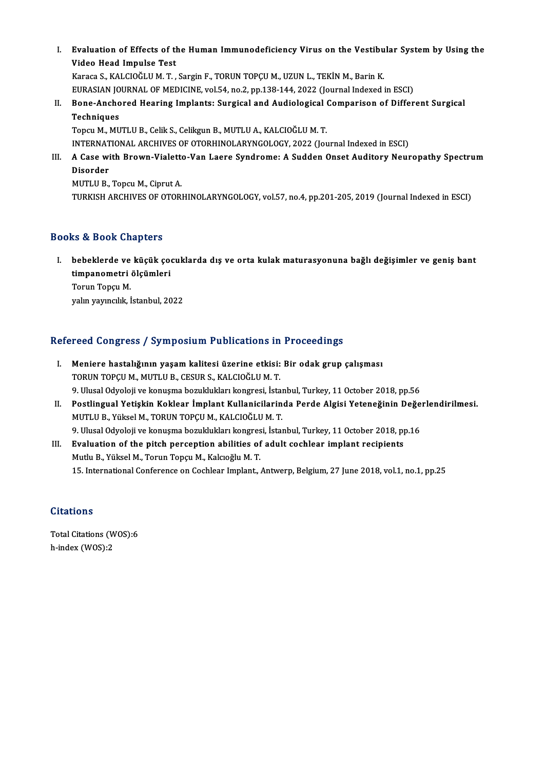I. **Evaluation of Effects of the Human Immunodeficiency Virus on the Vestibular System by Using the Video Head Impulse Test**
Karaca S., KALCIOĞLU M. T. , Sargin F., TORUN TOPÇU M., UZUN L., TEKİN M., Barin K.
EURASIAN JOURNAL OF MEDICINE, vol.54, no.2, pp.138-144, 2022 (Journal Indexed in ESCI)

II. **Bone-Anchored Hearing Implants: Surgical and Audiological Comparison of Different Surgical Techniques**
Topcu M., MUTLU B., Celik S., Celikgun B., MUTLU A., KALCIOĞLU M. T.
INTERNATIONAL ARCHIVES OF OTORHINOLARYNGOLOGY, 2022 (Journal Indexed in ESCI)

III. **A Case with Brown-Vialetto-Van Laere Syndrome: A Sudden Onset Auditory Neuropathy Spectrum Disorder**
MUTLU B., Topcu M., Ciprut A.
TURKISH ARCHIVES OF OTORHINOLARYNGOLOGY, vol.57, no.4, pp.201-205, 2019 (Journal Indexed in ESCI)

## Books & Book Chapters

I. **bebeklerde ve küçük çocuklarda dış ve orta kulak maturasyonuna bağlı değişimler ve geniş bant timpanometri ölçümleri**
Torun Topçu M.
yalın yayıncılık, İstanbul, 2022

## Refereed Congress / Symposium Publications in Proceedings

I. **Meniere hastalığının yaşam kalitesi üzerine etkisi: Bir odak grup çalışması**
TORUN TOPÇU M., MUTLU B., CESUR S., KALCIOĞLU M. T.
9. Ulusal Odyoloji ve konuşma bozuklukları kongresi, İstanbul, Turkey, 11 October 2018, pp.56

II. **Postlingual Yetişkin Koklear İmplant Kullanicilarinda Perde Algisi Yeteneğinin Değerlendirilmesi.**
MUTLU B., Yüksel M., TORUN TOPÇU M., KALCIOĞLU M. T.
9. Ulusal Odyoloji ve konuşma bozuklukları kongresi, İstanbul, Turkey, 11 October 2018, pp.16

III. **Evaluation of the pitch perception abilities of adult cochlear implant recipients**
Mutlu B., Yüksel M., Torun Topçu M., Kalcıoğlu M. T.
15. International Conference on Cochlear Implant., Antwerp, Belgium, 27 June 2018, vol.1, no.1, pp.25

## Citations

Total Citations (WOS):6
h-index (WOS):2